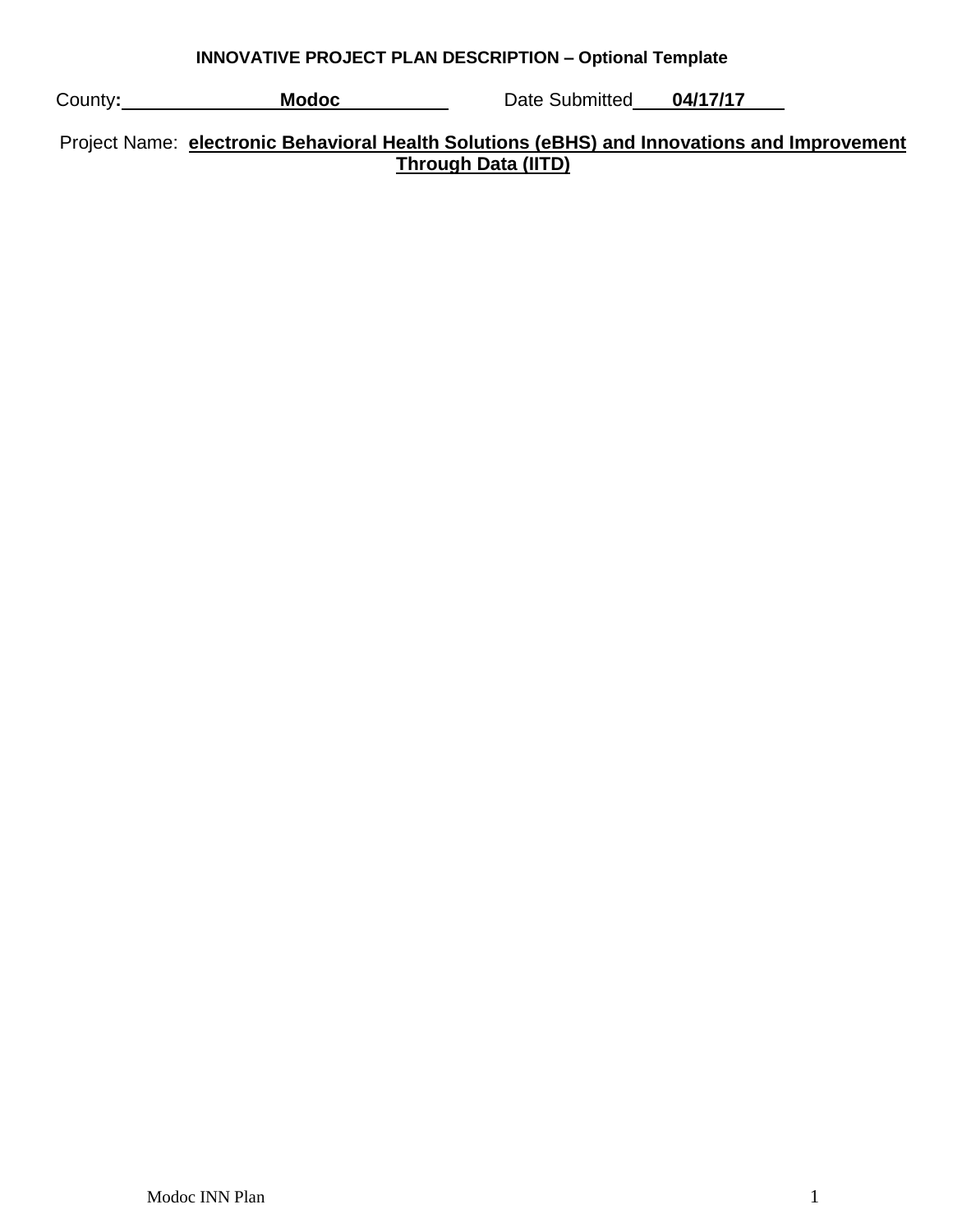**INNOVATIVE PROJECT PLAN DESCRIPTION – Optional Template**

County: **Modoc** Date Submitted **04/17/17**

Project Name: **electronic Behavioral Health Solutions (eBHS) and Innovations and Improvement Through Data (IITD)**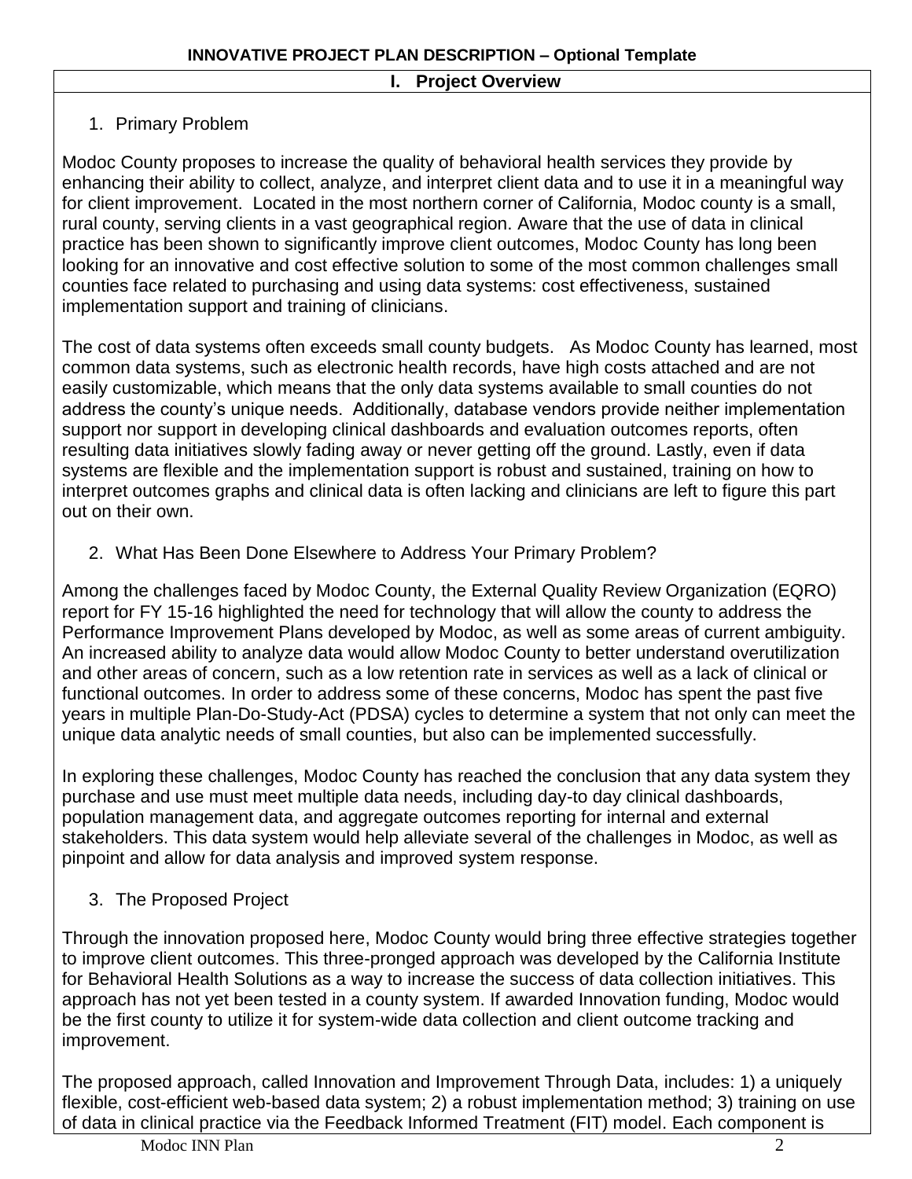**INNOVATIVE PROJECT PLAN DESCRIPTION – Optional Template**

## I. Project Overview

1. Primary Problem

Modoc County proposes to increase the quality of behavioral health services they provide by enhancing their ability to collect, analyze, and interpret client data and to use it in a meaningful way for client improvement. Located in the most northern corner of California, Modoc county is a small, rural county, serving clients in a vast geographical region. Aware that the use of data in clinical practice has been shown to significantly improve client outcomes, Modoc County has long been looking for an innovative and cost effective solution to some of the most common challenges small counties face related to purchasing and using data systems: cost effectiveness, sustained implementation support and training of clinicians.

The cost of data systems often exceeds small county budgets. As Modoc County has learned, most common data systems, such as electronic health records, have high costs attached and are not easily customizable, which means that the only data systems available to small counties do not address the county's unique needs. Additionally, database vendors provide neither implementation support nor support in developing clinical dashboards and evaluation outcomes reports, often resulting data initiatives slowly fading away or never getting off the ground. Lastly, even if data systems are flexible and the implementation support is robust and sustained, training on how to interpret outcomes graphs and clinical data is often lacking and clinicians are left to figure this part out on their own.

2. What Has Been Done Elsewhere to Address Your Primary Problem?

Among the challenges faced by Modoc County, the External Quality Review Organization (EQRO) report for FY 15-16 highlighted the need for technology that will allow the county to address the Performance Improvement Plans developed by Modoc, as well as some areas of current ambiguity. An increased ability to analyze data would allow Modoc County to better understand overutilization and other areas of concern, such as a low retention rate in services as well as a lack of clinical or functional outcomes. In order to address some of these concerns, Modoc has spent the past five years in multiple Plan-Do-Study-Act (PDSA) cycles to determine a system that not only can meet the unique data analytic needs of small counties, but also can be implemented successfully.

In exploring these challenges, Modoc County has reached the conclusion that any data system they purchase and use must meet multiple data needs, including day-to day clinical dashboards, population management data, and aggregate outcomes reporting for internal and external stakeholders. This data system would help alleviate several of the challenges in Modoc, as well as pinpoint and allow for data analysis and improved system response.

3. The Proposed Project

Through the innovation proposed here, Modoc County would bring three effective strategies together to improve client outcomes. This three-pronged approach was developed by the California Institute for Behavioral Health Solutions as a way to increase the success of data collection initiatives. This approach has not yet been tested in a county system. If awarded Innovation funding, Modoc would be the first county to utilize it for system-wide data collection and client outcome tracking and improvement.

The proposed approach, called Innovation and Improvement Through Data, includes: 1) a uniquely flexible, cost-efficient web-based data system; 2) a robust implementation method; 3) training on use of data in clinical practice via the Feedback Informed Treatment (FIT) model. Each component is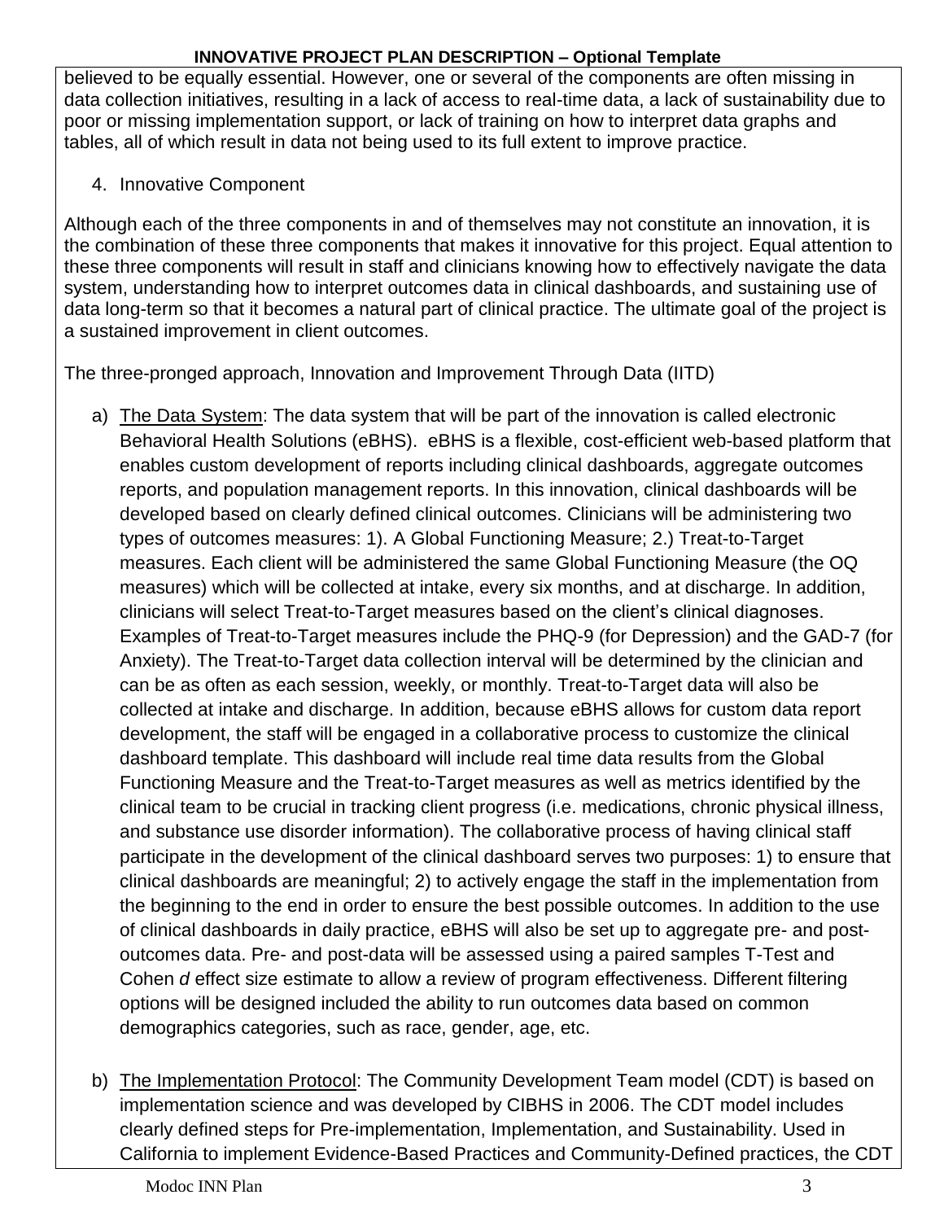believed to be equally essential. However, one or several of the components are often missing in data collection initiatives, resulting in a lack of access to real-time data, a lack of sustainability due to poor or missing implementation support, or lack of training on how to interpret data graphs and tables, all of which result in data not being used to its full extent to improve practice.

4. Innovative Component

Although each of the three components in and of themselves may not constitute an innovation, it is the combination of these three components that makes it innovative for this project. Equal attention to these three components will result in staff and clinicians knowing how to effectively navigate the data system, understanding how to interpret outcomes data in clinical dashboards, and sustaining use of data long-term so that it becomes a natural part of clinical practice. The ultimate goal of the project is a sustained improvement in client outcomes.

The three-pronged approach, Innovation and Improvement Through Data (IITD)

a) The Data System: The data system that will be part of the innovation is called electronic Behavioral Health Solutions (eBHS). eBHS is a flexible, cost-efficient web-based platform that enables custom development of reports including clinical dashboards, aggregate outcomes reports, and population management reports. In this innovation, clinical dashboards will be developed based on clearly defined clinical outcomes. Clinicians will be administering two types of outcomes measures: 1). A Global Functioning Measure; 2.) Treat-to-Target measures. Each client will be administered the same Global Functioning Measure (the OQ measures) which will be collected at intake, every six months, and at discharge. In addition, clinicians will select Treat-to-Target measures based on the client's clinical diagnoses. Examples of Treat-to-Target measures include the PHQ-9 (for Depression) and the GAD-7 (for Anxiety). The Treat-to-Target data collection interval will be determined by the clinician and can be as often as each session, weekly, or monthly. Treat-to-Target data will also be collected at intake and discharge. In addition, because eBHS allows for custom data report development, the staff will be engaged in a collaborative process to customize the clinical dashboard template. This dashboard will include real time data results from the Global Functioning Measure and the Treat-to-Target measures as well as metrics identified by the clinical team to be crucial in tracking client progress (i.e. medications, chronic physical illness, and substance use disorder information). The collaborative process of having clinical staff participate in the development of the clinical dashboard serves two purposes: 1) to ensure that clinical dashboards are meaningful; 2) to actively engage the staff in the implementation from the beginning to the end in order to ensure the best possible outcomes. In addition to the use of clinical dashboards in daily practice, eBHS will also be set up to aggregate pre- and post-outcomes data. Pre- and post-data will be assessed using a paired samples T-Test and Cohen *d* effect size estimate to allow a review of program effectiveness. Different filtering options will be designed included the ability to run outcomes data based on common demographics categories, such as race, gender, age, etc.

b) The Implementation Protocol: The Community Development Team model (CDT) is based on implementation science and was developed by CIBHS in 2006. The CDT model includes clearly defined steps for Pre-implementation, Implementation, and Sustainability. Used in California to implement Evidence-Based Practices and Community-Defined practices, the CDT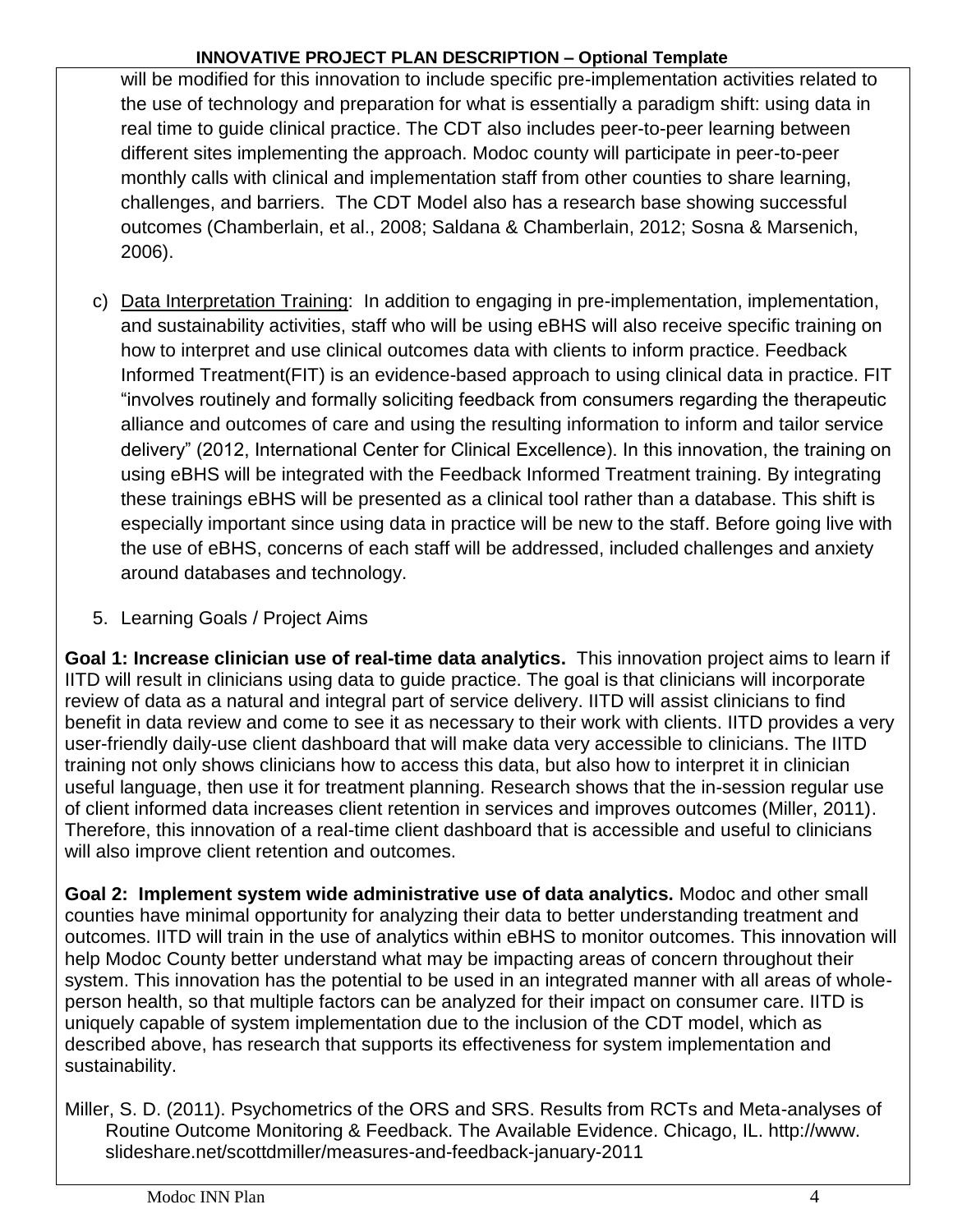will be modified for this innovation to include specific pre-implementation activities related to the use of technology and preparation for what is essentially a paradigm shift: using data in real time to guide clinical practice. The CDT also includes peer-to-peer learning between different sites implementing the approach. Modoc county will participate in peer-to-peer monthly calls with clinical and implementation staff from other counties to share learning, challenges, and barriers. The CDT Model also has a research base showing successful outcomes (Chamberlain, et al., 2008; Saldana & Chamberlain, 2012; Sosna & Marsenich, 2006).

c) Data Interpretation Training: In addition to engaging in pre-implementation, implementation, and sustainability activities, staff who will be using eBHS will also receive specific training on how to interpret and use clinical outcomes data with clients to inform practice. Feedback Informed Treatment(FIT) is an evidence-based approach to using clinical data in practice. FIT "involves routinely and formally soliciting feedback from consumers regarding the therapeutic alliance and outcomes of care and using the resulting information to inform and tailor service delivery" (2012, International Center for Clinical Excellence). In this innovation, the training on using eBHS will be integrated with the Feedback Informed Treatment training. By integrating these trainings eBHS will be presented as a clinical tool rather than a database. This shift is especially important since using data in practice will be new to the staff. Before going live with the use of eBHS, concerns of each staff will be addressed, included challenges and anxiety around databases and technology.

5. Learning Goals / Project Aims

**Goal 1: Increase clinician use of real-time data analytics.** This innovation project aims to learn if IITD will result in clinicians using data to guide practice. The goal is that clinicians will incorporate review of data as a natural and integral part of service delivery. IITD will assist clinicians to find benefit in data review and come to see it as necessary to their work with clients. IITD provides a very user-friendly daily-use client dashboard that will make data very accessible to clinicians. The IITD training not only shows clinicians how to access this data, but also how to interpret it in clinician useful language, then use it for treatment planning. Research shows that the in-session regular use of client informed data increases client retention in services and improves outcomes (Miller, 2011). Therefore, this innovation of a real-time client dashboard that is accessible and useful to clinicians will also improve client retention and outcomes.

**Goal 2: Implement system wide administrative use of data analytics.** Modoc and other small counties have minimal opportunity for analyzing their data to better understanding treatment and outcomes. IITD will train in the use of analytics within eBHS to monitor outcomes. This innovation will help Modoc County better understand what may be impacting areas of concern throughout their system. This innovation has the potential to be used in an integrated manner with all areas of whole-person health, so that multiple factors can be analyzed for their impact on consumer care. IITD is uniquely capable of system implementation due to the inclusion of the CDT model, which as described above, has research that supports its effectiveness for system implementation and sustainability.

Miller, S. D. (2011). Psychometrics of the ORS and SRS. Results from RCTs and Meta-analyses of Routine Outcome Monitoring & Feedback. The Available Evidence. Chicago, IL. http://www.slideshare.net/scottdmiller/measures-and-feedback-january-2011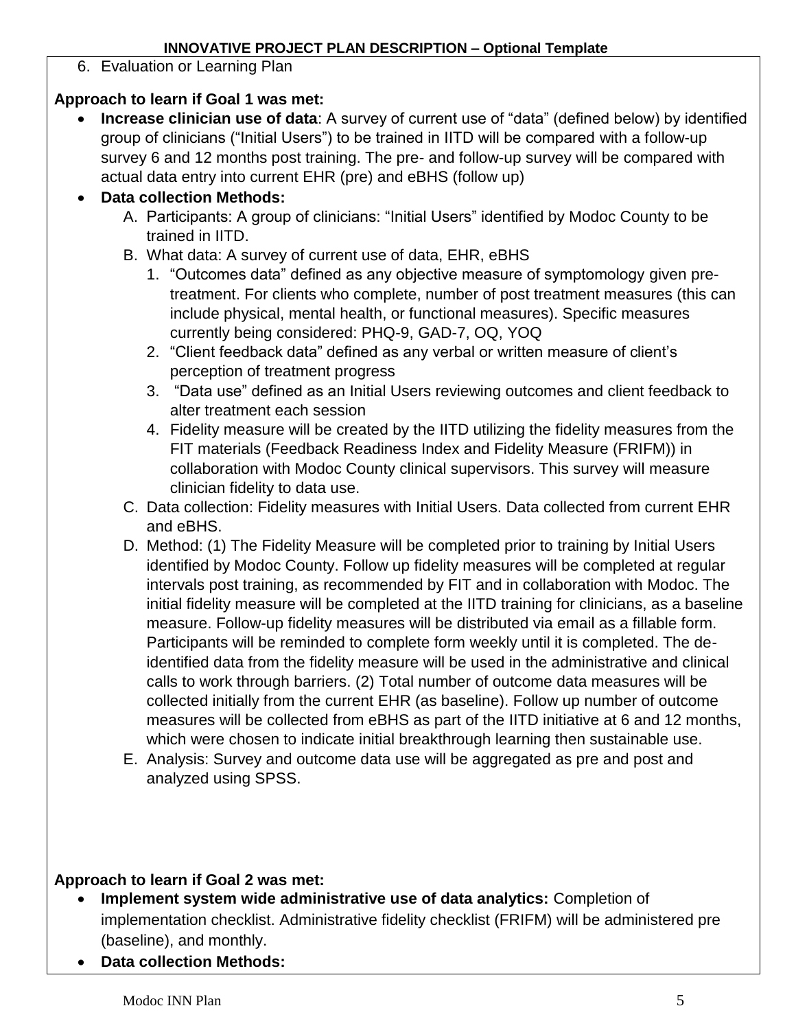6. Evaluation or Learning Plan

**Approach to learn if Goal 1 was met:**

- **Increase clinician use of data**: A survey of current use of "data" (defined below) by identified group of clinicians ("Initial Users") to be trained in IITD will be compared with a follow-up survey 6 and 12 months post training. The pre- and follow-up survey will be compared with actual data entry into current EHR (pre) and eBHS (follow up)
- **Data collection Methods:**
    A. Participants: A group of clinicians: "Initial Users" identified by Modoc County to be trained in IITD.
    B. What data: A survey of current use of data, EHR, eBHS
        1. "Outcomes data" defined as any objective measure of symptomology given pre-treatment. For clients who complete, number of post treatment measures (this can include physical, mental health, or functional measures). Specific measures currently being considered: PHQ-9, GAD-7, OQ, YOQ
        2. "Client feedback data" defined as any verbal or written measure of client's perception of treatment progress
        3. "Data use" defined as an Initial Users reviewing outcomes and client feedback to alter treatment each session
        4. Fidelity measure will be created by the IITD utilizing the fidelity measures from the FIT materials (Feedback Readiness Index and Fidelity Measure (FRIFM)) in collaboration with Modoc County clinical supervisors. This survey will measure clinician fidelity to data use.
    C. Data collection: Fidelity measures with Initial Users. Data collected from current EHR and eBHS.
    D. Method: (1) The Fidelity Measure will be completed prior to training by Initial Users identified by Modoc County. Follow up fidelity measures will be completed at regular intervals post training, as recommended by FIT and in collaboration with Modoc. The initial fidelity measure will be completed at the IITD training for clinicians, as a baseline measure. Follow-up fidelity measures will be distributed via email as a fillable form. Participants will be reminded to complete form weekly until it is completed. The de-identified data from the fidelity measure will be used in the administrative and clinical calls to work through barriers. (2) Total number of outcome data measures will be collected initially from the current EHR (as baseline). Follow up number of outcome measures will be collected from eBHS as part of the IITD initiative at 6 and 12 months, which were chosen to indicate initial breakthrough learning then sustainable use.
    E. Analysis: Survey and outcome data use will be aggregated as pre and post and analyzed using SPSS.

**Approach to learn if Goal 2 was met:**

- **Implement system wide administrative use of data analytics:** Completion of implementation checklist. Administrative fidelity checklist (FRIFM) will be administered pre (baseline), and monthly.
- **Data collection Methods:**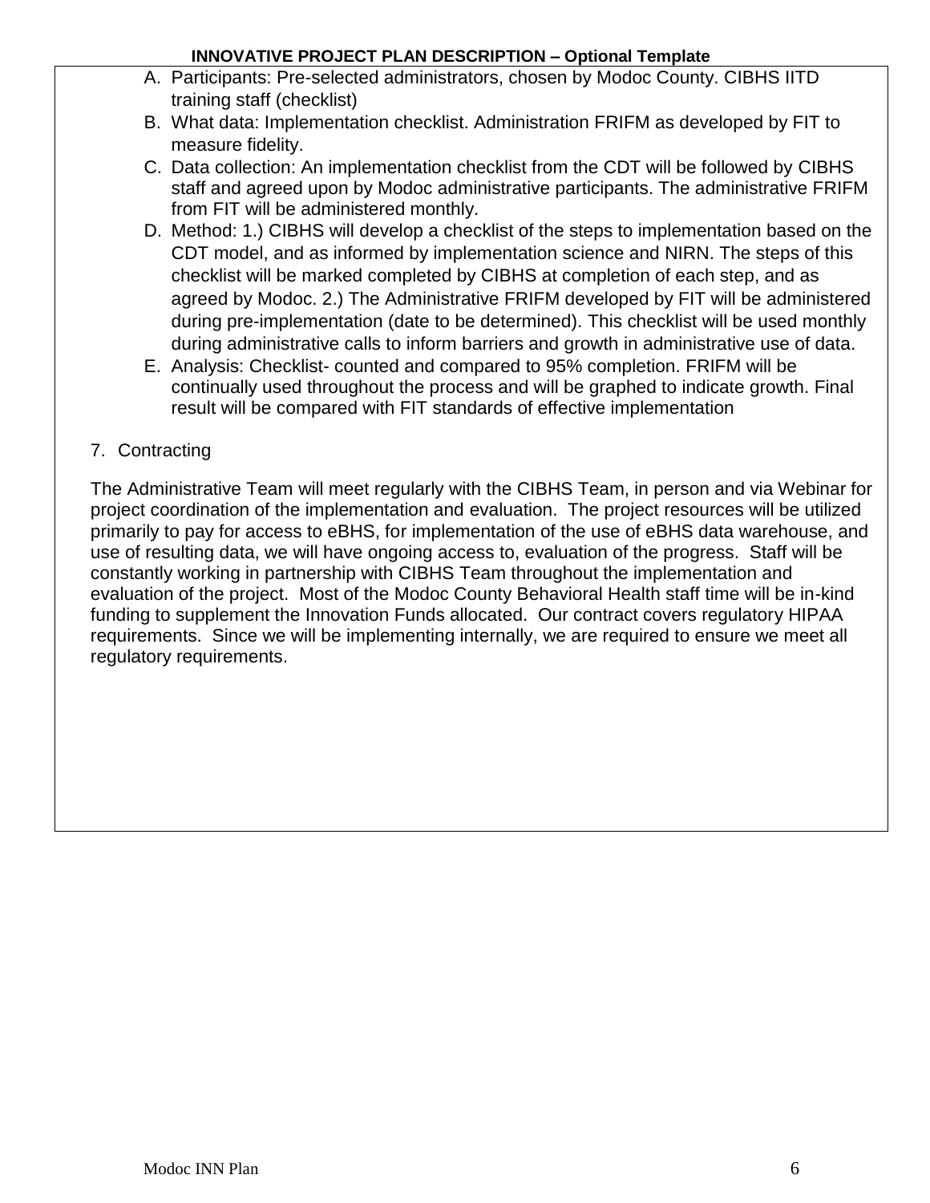A. Participants: Pre-selected administrators, chosen by Modoc County. CIBHS IITD training staff (checklist)
B. What data: Implementation checklist. Administration FRIFM as developed by FIT to measure fidelity.
C. Data collection: An implementation checklist from the CDT will be followed by CIBHS staff and agreed upon by Modoc administrative participants. The administrative FRIFM from FIT will be administered monthly.
D. Method: 1.) CIBHS will develop a checklist of the steps to implementation based on the CDT model, and as informed by implementation science and NIRN. The steps of this checklist will be marked completed by CIBHS at completion of each step, and as agreed by Modoc. 2.) The Administrative FRIFM developed by FIT will be administered during pre-implementation (date to be determined). This checklist will be used monthly during administrative calls to inform barriers and growth in administrative use of data.
E. Analysis: Checklist- counted and compared to 95% completion. FRIFM will be continually used throughout the process and will be graphed to indicate growth. Final result will be compared with FIT standards of effective implementation

7. Contracting

The Administrative Team will meet regularly with the CIBHS Team, in person and via Webinar for project coordination of the implementation and evaluation. The project resources will be utilized primarily to pay for access to eBHS, for implementation of the use of eBHS data warehouse, and use of resulting data, we will have ongoing access to, evaluation of the progress. Staff will be constantly working in partnership with CIBHS Team throughout the implementation and evaluation of the project. Most of the Modoc County Behavioral Health staff time will be in-kind funding to supplement the Innovation Funds allocated. Our contract covers regulatory HIPAA requirements. Since we will be implementing internally, we are required to ensure we meet all regulatory requirements.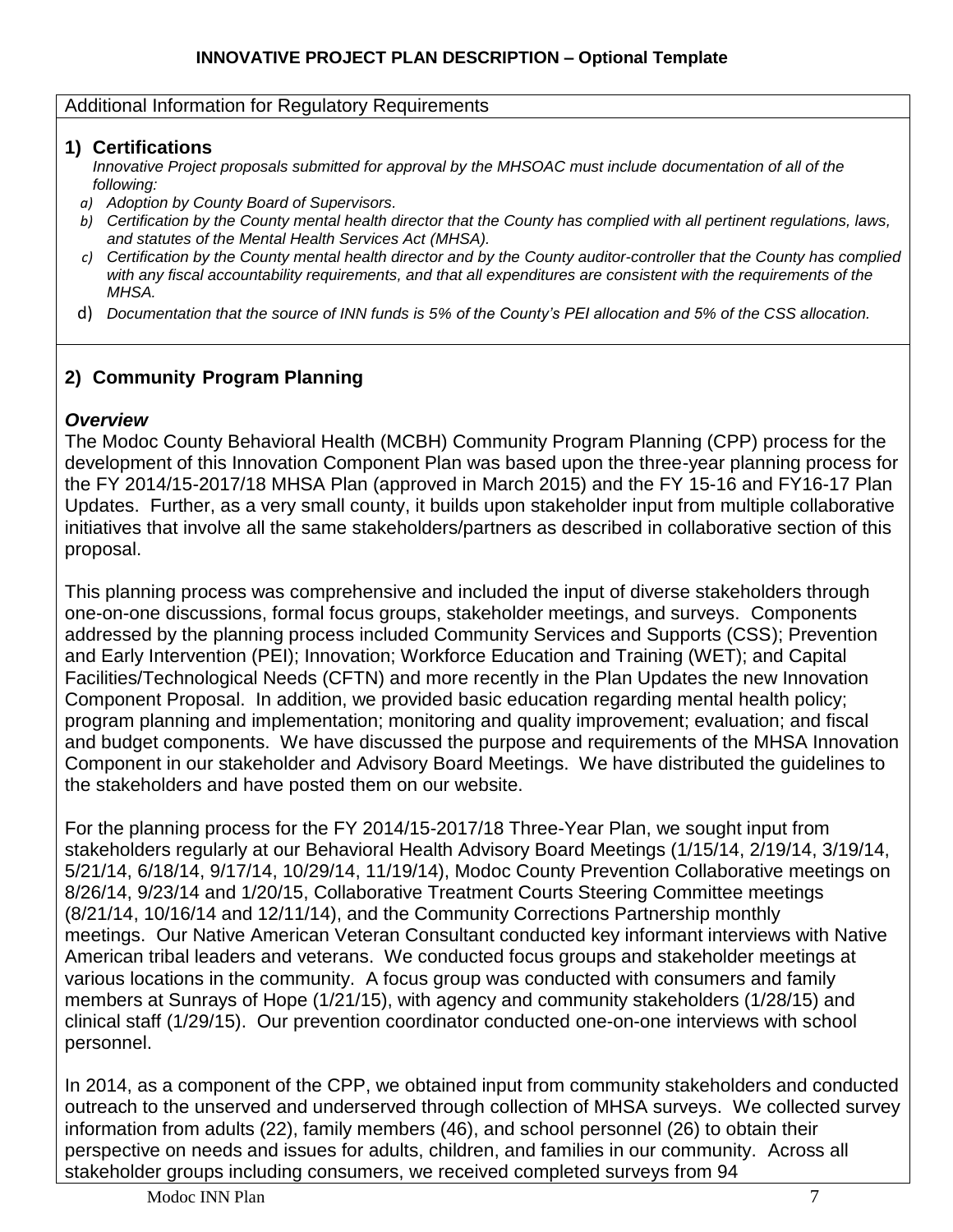Additional Information for Regulatory Requirements

## 1) Certifications

*Innovative Project proposals submitted for approval by the MHSOAC must include documentation of all of the following:*

- a) *Adoption by County Board of Supervisors.*
- b) *Certification by the County mental health director that the County has complied with all pertinent regulations, laws, and statutes of the Mental Health Services Act (MHSA).*
- c) *Certification by the County mental health director and by the County auditor-controller that the County has complied with any fiscal accountability requirements, and that all expenditures are consistent with the requirements of the MHSA.*
- d) *Documentation that the source of INN funds is 5% of the County's PEI allocation and 5% of the CSS allocation.*

## 2) Community Program Planning

### *Overview*

The Modoc County Behavioral Health (MCBH) Community Program Planning (CPP) process for the development of this Innovation Component Plan was based upon the three-year planning process for the FY 2014/15-2017/18 MHSA Plan (approved in March 2015) and the FY 15-16 and FY16-17 Plan Updates. Further, as a very small county, it builds upon stakeholder input from multiple collaborative initiatives that involve all the same stakeholders/partners as described in collaborative section of this proposal.

This planning process was comprehensive and included the input of diverse stakeholders through one-on-one discussions, formal focus groups, stakeholder meetings, and surveys. Components addressed by the planning process included Community Services and Supports (CSS); Prevention and Early Intervention (PEI); Innovation; Workforce Education and Training (WET); and Capital Facilities/Technological Needs (CFTN) and more recently in the Plan Updates the new Innovation Component Proposal. In addition, we provided basic education regarding mental health policy; program planning and implementation; monitoring and quality improvement; evaluation; and fiscal and budget components. We have discussed the purpose and requirements of the MHSA Innovation Component in our stakeholder and Advisory Board Meetings. We have distributed the guidelines to the stakeholders and have posted them on our website.

For the planning process for the FY 2014/15-2017/18 Three-Year Plan, we sought input from stakeholders regularly at our Behavioral Health Advisory Board Meetings (1/15/14, 2/19/14, 3/19/14, 5/21/14, 6/18/14, 9/17/14, 10/29/14, 11/19/14), Modoc County Prevention Collaborative meetings on 8/26/14, 9/23/14 and 1/20/15, Collaborative Treatment Courts Steering Committee meetings (8/21/14, 10/16/14 and 12/11/14), and the Community Corrections Partnership monthly meetings. Our Native American Veteran Consultant conducted key informant interviews with Native American tribal leaders and veterans. We conducted focus groups and stakeholder meetings at various locations in the community. A focus group was conducted with consumers and family members at Sunrays of Hope (1/21/15), with agency and community stakeholders (1/28/15) and clinical staff (1/29/15). Our prevention coordinator conducted one-on-one interviews with school personnel.

In 2014, as a component of the CPP, we obtained input from community stakeholders and conducted outreach to the unserved and underserved through collection of MHSA surveys. We collected survey information from adults (22), family members (46), and school personnel (26) to obtain their perspective on needs and issues for adults, children, and families in our community. Across all stakeholder groups including consumers, we received completed surveys from 94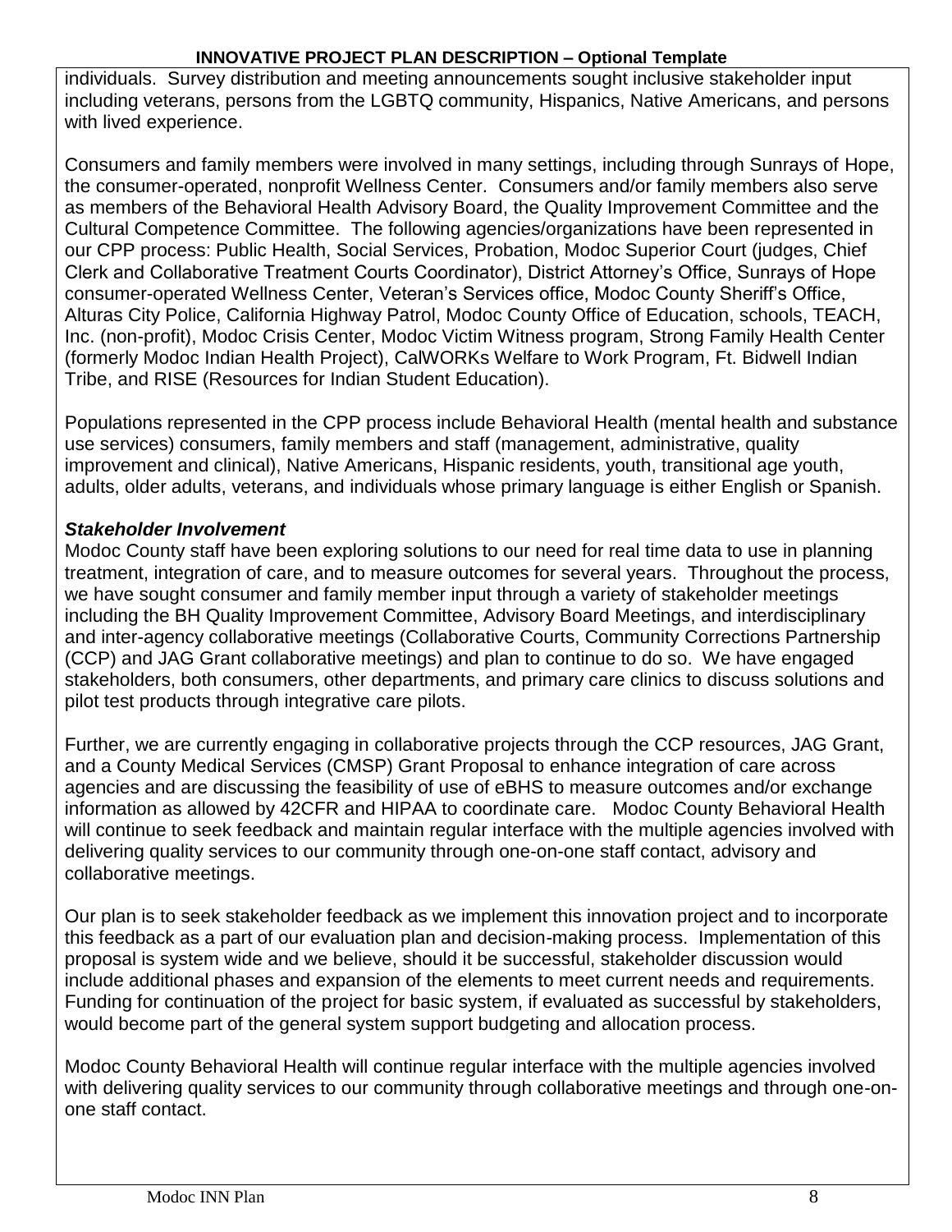individuals. Survey distribution and meeting announcements sought inclusive stakeholder input including veterans, persons from the LGBTQ community, Hispanics, Native Americans, and persons with lived experience.

Consumers and family members were involved in many settings, including through Sunrays of Hope, the consumer-operated, nonprofit Wellness Center. Consumers and/or family members also serve as members of the Behavioral Health Advisory Board, the Quality Improvement Committee and the Cultural Competence Committee. The following agencies/organizations have been represented in our CPP process: Public Health, Social Services, Probation, Modoc Superior Court (judges, Chief Clerk and Collaborative Treatment Courts Coordinator), District Attorney's Office, Sunrays of Hope consumer-operated Wellness Center, Veteran's Services office, Modoc County Sheriff's Office, Alturas City Police, California Highway Patrol, Modoc County Office of Education, schools, TEACH, Inc. (non-profit), Modoc Crisis Center, Modoc Victim Witness program, Strong Family Health Center (formerly Modoc Indian Health Project), CalWORKs Welfare to Work Program, Ft. Bidwell Indian Tribe, and RISE (Resources for Indian Student Education).

Populations represented in the CPP process include Behavioral Health (mental health and substance use services) consumers, family members and staff (management, administrative, quality improvement and clinical), Native Americans, Hispanic residents, youth, transitional age youth, adults, older adults, veterans, and individuals whose primary language is either English or Spanish.

***Stakeholder Involvement***

Modoc County staff have been exploring solutions to our need for real time data to use in planning treatment, integration of care, and to measure outcomes for several years. Throughout the process, we have sought consumer and family member input through a variety of stakeholder meetings including the BH Quality Improvement Committee, Advisory Board Meetings, and interdisciplinary and inter-agency collaborative meetings (Collaborative Courts, Community Corrections Partnership (CCP) and JAG Grant collaborative meetings) and plan to continue to do so. We have engaged stakeholders, both consumers, other departments, and primary care clinics to discuss solutions and pilot test products through integrative care pilots.

Further, we are currently engaging in collaborative projects through the CCP resources, JAG Grant, and a County Medical Services (CMSP) Grant Proposal to enhance integration of care across agencies and are discussing the feasibility of use of eBHS to measure outcomes and/or exchange information as allowed by 42CFR and HIPAA to coordinate care. Modoc County Behavioral Health will continue to seek feedback and maintain regular interface with the multiple agencies involved with delivering quality services to our community through one-on-one staff contact, advisory and collaborative meetings.

Our plan is to seek stakeholder feedback as we implement this innovation project and to incorporate this feedback as a part of our evaluation plan and decision-making process. Implementation of this proposal is system wide and we believe, should it be successful, stakeholder discussion would include additional phases and expansion of the elements to meet current needs and requirements. Funding for continuation of the project for basic system, if evaluated as successful by stakeholders, would become part of the general system support budgeting and allocation process.

Modoc County Behavioral Health will continue regular interface with the multiple agencies involved with delivering quality services to our community through collaborative meetings and through one-on-one staff contact.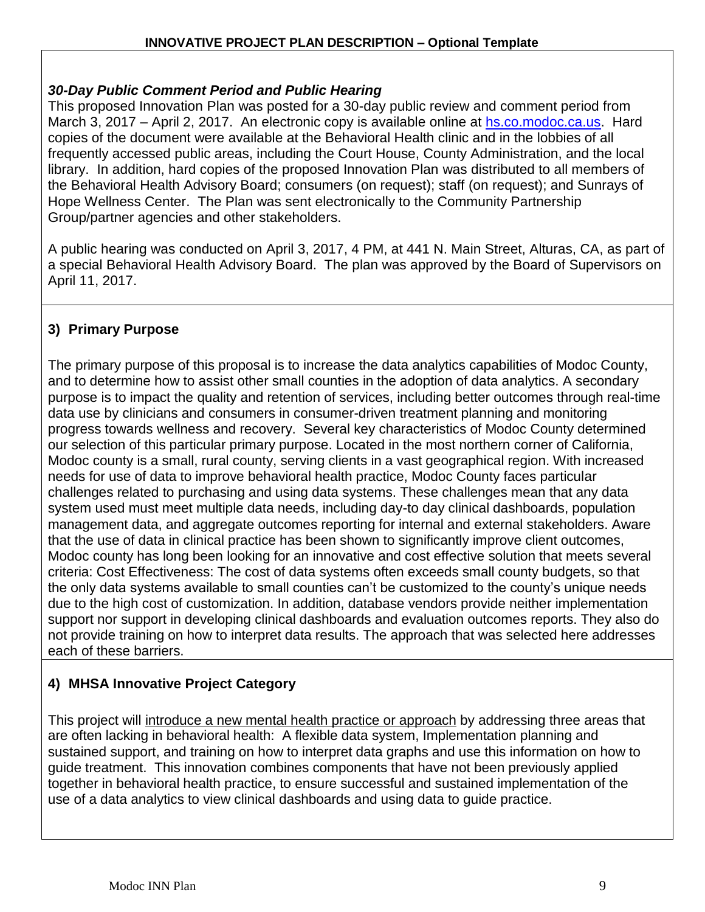### *30-Day Public Comment Period and Public Hearing*

This proposed Innovation Plan was posted for a 30-day public review and comment period from March 3, 2017 – April 2, 2017. An electronic copy is available online at [hs.co.modoc.ca.us](hs.co.modoc.ca.us). Hard copies of the document were available at the Behavioral Health clinic and in the lobbies of all frequently accessed public areas, including the Court House, County Administration, and the local library. In addition, hard copies of the proposed Innovation Plan was distributed to all members of the Behavioral Health Advisory Board; consumers (on request); staff (on request); and Sunrays of Hope Wellness Center. The Plan was sent electronically to the Community Partnership Group/partner agencies and other stakeholders.

A public hearing was conducted on April 3, 2017, 4 PM, at 441 N. Main Street, Alturas, CA, as part of a special Behavioral Health Advisory Board. The plan was approved by the Board of Supervisors on April 11, 2017.

## 3) Primary Purpose

The primary purpose of this proposal is to increase the data analytics capabilities of Modoc County, and to determine how to assist other small counties in the adoption of data analytics. A secondary purpose is to impact the quality and retention of services, including better outcomes through real-time data use by clinicians and consumers in consumer-driven treatment planning and monitoring progress towards wellness and recovery. Several key characteristics of Modoc County determined our selection of this particular primary purpose. Located in the most northern corner of California, Modoc county is a small, rural county, serving clients in a vast geographical region. With increased needs for use of data to improve behavioral health practice, Modoc County faces particular challenges related to purchasing and using data systems. These challenges mean that any data system used must meet multiple data needs, including day-to day clinical dashboards, population management data, and aggregate outcomes reporting for internal and external stakeholders. Aware that the use of data in clinical practice has been shown to significantly improve client outcomes, Modoc county has long been looking for an innovative and cost effective solution that meets several criteria: Cost Effectiveness: The cost of data systems often exceeds small county budgets, so that the only data systems available to small counties can't be customized to the county's unique needs due to the high cost of customization. In addition, database vendors provide neither implementation support nor support in developing clinical dashboards and evaluation outcomes reports. They also do not provide training on how to interpret data results. The approach that was selected here addresses each of these barriers.

## 4) MHSA Innovative Project Category

This project will <u>introduce a new mental health practice or approach</u> by addressing three areas that are often lacking in behavioral health: A flexible data system, Implementation planning and sustained support, and training on how to interpret data graphs and use this information on how to guide treatment. This innovation combines components that have not been previously applied together in behavioral health practice, to ensure successful and sustained implementation of the use of a data analytics to view clinical dashboards and using data to guide practice.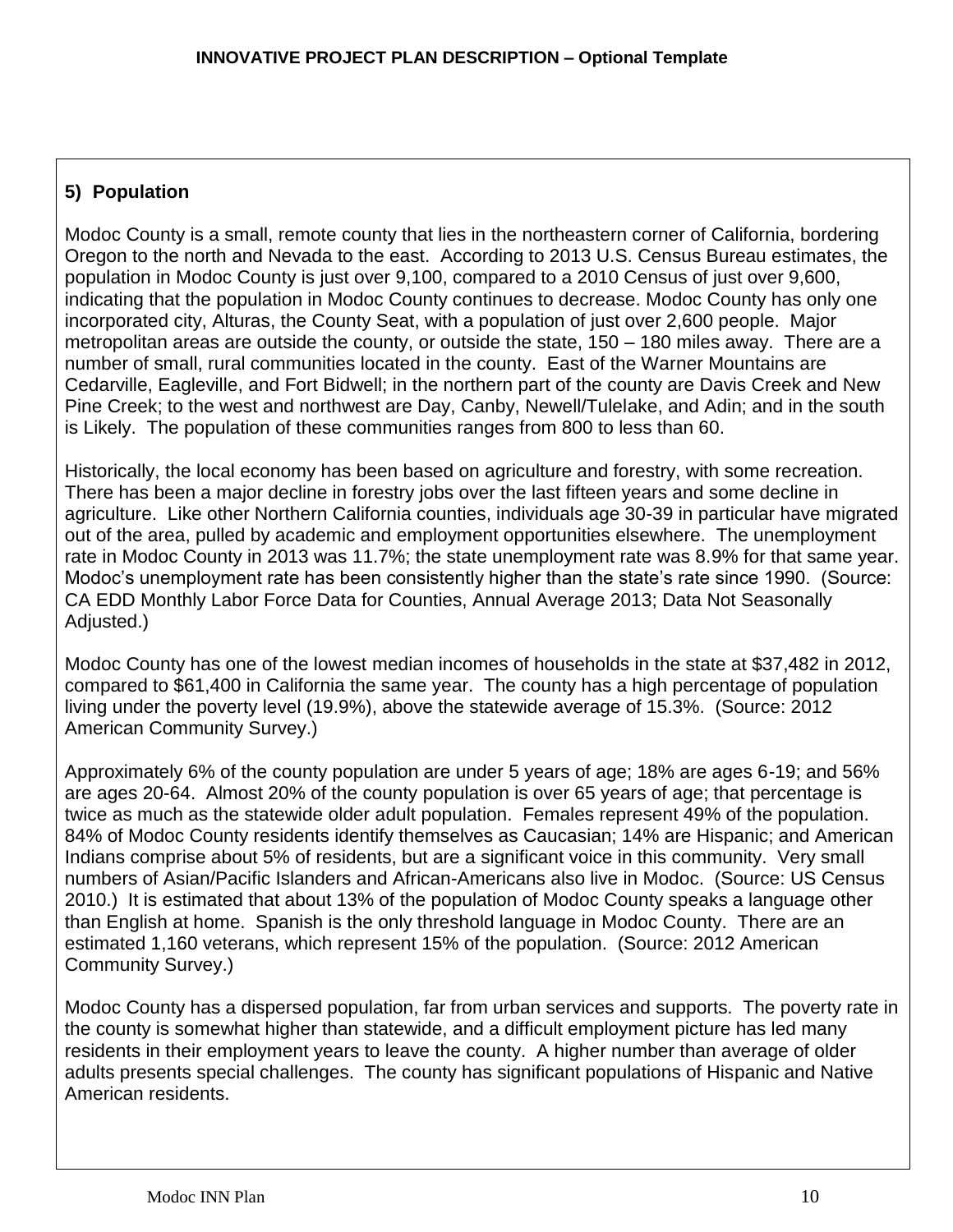## 5) Population

Modoc County is a small, remote county that lies in the northeastern corner of California, bordering Oregon to the north and Nevada to the east. According to 2013 U.S. Census Bureau estimates, the population in Modoc County is just over 9,100, compared to a 2010 Census of just over 9,600, indicating that the population in Modoc County continues to decrease. Modoc County has only one incorporated city, Alturas, the County Seat, with a population of just over 2,600 people. Major metropolitan areas are outside the county, or outside the state, 150 – 180 miles away. There are a number of small, rural communities located in the county. East of the Warner Mountains are Cedarville, Eagleville, and Fort Bidwell; in the northern part of the county are Davis Creek and New Pine Creek; to the west and northwest are Day, Canby, Newell/Tulelake, and Adin; and in the south is Likely. The population of these communities ranges from 800 to less than 60.

Historically, the local economy has been based on agriculture and forestry, with some recreation. There has been a major decline in forestry jobs over the last fifteen years and some decline in agriculture. Like other Northern California counties, individuals age 30-39 in particular have migrated out of the area, pulled by academic and employment opportunities elsewhere. The unemployment rate in Modoc County in 2013 was 11.7%; the state unemployment rate was 8.9% for that same year. Modoc's unemployment rate has been consistently higher than the state's rate since 1990. (Source: CA EDD Monthly Labor Force Data for Counties, Annual Average 2013; Data Not Seasonally Adjusted.)

Modoc County has one of the lowest median incomes of households in the state at $37,482 in 2012, compared to $61,400 in California the same year. The county has a high percentage of population living under the poverty level (19.9%), above the statewide average of 15.3%. (Source: 2012 American Community Survey.)

Approximately 6% of the county population are under 5 years of age; 18% are ages 6-19; and 56% are ages 20-64. Almost 20% of the county population is over 65 years of age; that percentage is twice as much as the statewide older adult population. Females represent 49% of the population. 84% of Modoc County residents identify themselves as Caucasian; 14% are Hispanic; and American Indians comprise about 5% of residents, but are a significant voice in this community. Very small numbers of Asian/Pacific Islanders and African-Americans also live in Modoc. (Source: US Census 2010.) It is estimated that about 13% of the population of Modoc County speaks a language other than English at home. Spanish is the only threshold language in Modoc County. There are an estimated 1,160 veterans, which represent 15% of the population. (Source: 2012 American Community Survey.)

Modoc County has a dispersed population, far from urban services and supports. The poverty rate in the county is somewhat higher than statewide, and a difficult employment picture has led many residents in their employment years to leave the county. A higher number than average of older adults presents special challenges. The county has significant populations of Hispanic and Native American residents.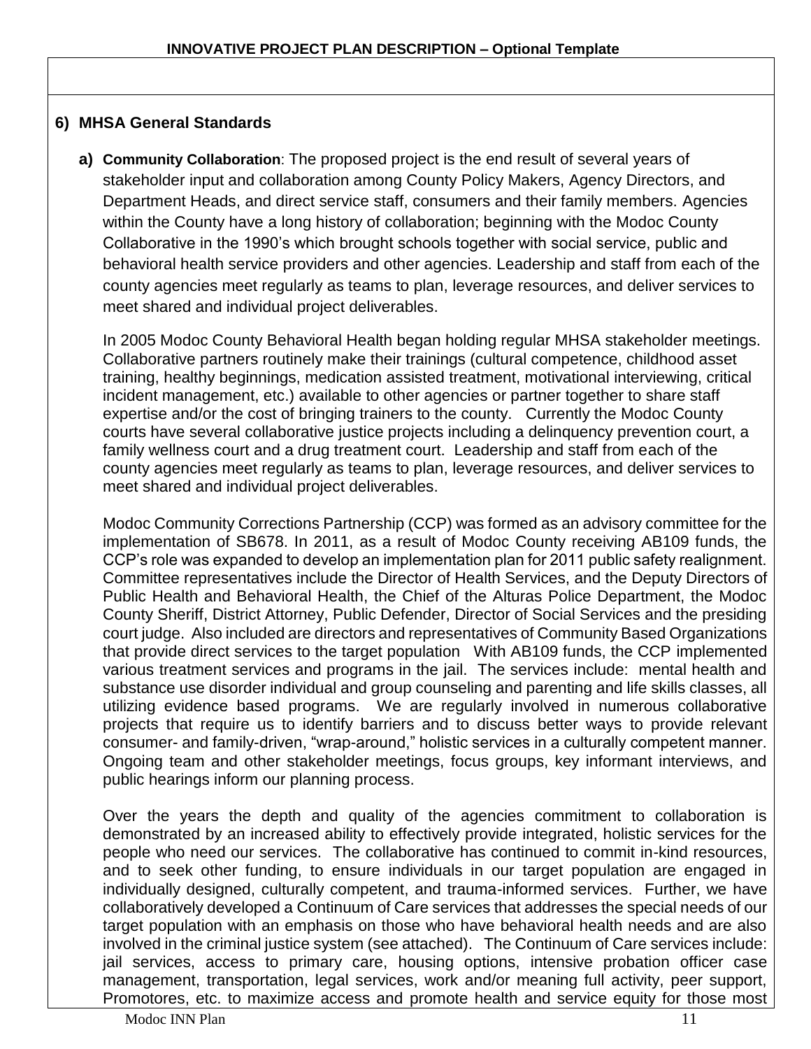**INNOVATIVE PROJECT PLAN DESCRIPTION – Optional Template**

## 6) MHSA General Standards

**a) Community Collaboration**: The proposed project is the end result of several years of stakeholder input and collaboration among County Policy Makers, Agency Directors, and Department Heads, and direct service staff, consumers and their family members. Agencies within the County have a long history of collaboration; beginning with the Modoc County Collaborative in the 1990's which brought schools together with social service, public and behavioral health service providers and other agencies. Leadership and staff from each of the county agencies meet regularly as teams to plan, leverage resources, and deliver services to meet shared and individual project deliverables.

In 2005 Modoc County Behavioral Health began holding regular MHSA stakeholder meetings. Collaborative partners routinely make their trainings (cultural competence, childhood asset training, healthy beginnings, medication assisted treatment, motivational interviewing, critical incident management, etc.) available to other agencies or partner together to share staff expertise and/or the cost of bringing trainers to the county. Currently the Modoc County courts have several collaborative justice projects including a delinquency prevention court, a family wellness court and a drug treatment court. Leadership and staff from each of the county agencies meet regularly as teams to plan, leverage resources, and deliver services to meet shared and individual project deliverables.

Modoc Community Corrections Partnership (CCP) was formed as an advisory committee for the implementation of SB678. In 2011, as a result of Modoc County receiving AB109 funds, the CCP's role was expanded to develop an implementation plan for 2011 public safety realignment. Committee representatives include the Director of Health Services, and the Deputy Directors of Public Health and Behavioral Health, the Chief of the Alturas Police Department, the Modoc County Sheriff, District Attorney, Public Defender, Director of Social Services and the presiding court judge. Also included are directors and representatives of Community Based Organizations that provide direct services to the target population With AB109 funds, the CCP implemented various treatment services and programs in the jail. The services include: mental health and substance use disorder individual and group counseling and parenting and life skills classes, all utilizing evidence based programs. We are regularly involved in numerous collaborative projects that require us to identify barriers and to discuss better ways to provide relevant consumer- and family-driven, "wrap-around," holistic services in a culturally competent manner. Ongoing team and other stakeholder meetings, focus groups, key informant interviews, and public hearings inform our planning process.

Over the years the depth and quality of the agencies commitment to collaboration is demonstrated by an increased ability to effectively provide integrated, holistic services for the people who need our services. The collaborative has continued to commit in-kind resources, and to seek other funding, to ensure individuals in our target population are engaged in individually designed, culturally competent, and trauma-informed services. Further, we have collaboratively developed a Continuum of Care services that addresses the special needs of our target population with an emphasis on those who have behavioral health needs and are also involved in the criminal justice system (see attached). The Continuum of Care services include: jail services, access to primary care, housing options, intensive probation officer case management, transportation, legal services, work and/or meaning full activity, peer support, Promotores, etc. to maximize access and promote health and service equity for those most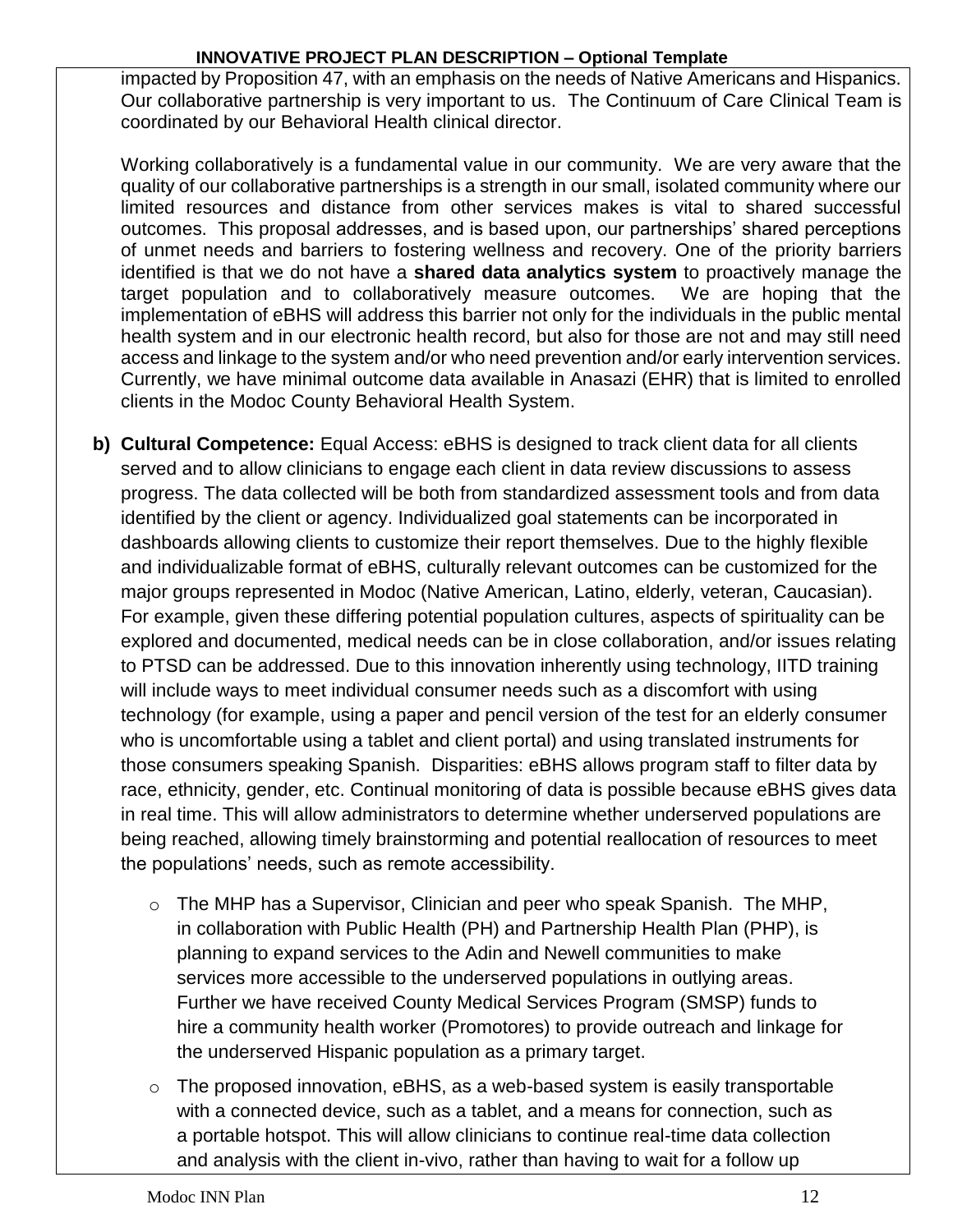impacted by Proposition 47, with an emphasis on the needs of Native Americans and Hispanics. Our collaborative partnership is very important to us. The Continuum of Care Clinical Team is coordinated by our Behavioral Health clinical director.

Working collaboratively is a fundamental value in our community. We are very aware that the quality of our collaborative partnerships is a strength in our small, isolated community where our limited resources and distance from other services makes is vital to shared successful outcomes. This proposal addresses, and is based upon, our partnerships' shared perceptions of unmet needs and barriers to fostering wellness and recovery. One of the priority barriers identified is that we do not have a **shared data analytics system** to proactively manage the target population and to collaboratively measure outcomes. We are hoping that the implementation of eBHS will address this barrier not only for the individuals in the public mental health system and in our electronic health record, but also for those are not and may still need access and linkage to the system and/or who need prevention and/or early intervention services. Currently, we have minimal outcome data available in Anasazi (EHR) that is limited to enrolled clients in the Modoc County Behavioral Health System.

**b) Cultural Competence:** Equal Access: eBHS is designed to track client data for all clients served and to allow clinicians to engage each client in data review discussions to assess progress. The data collected will be both from standardized assessment tools and from data identified by the client or agency. Individualized goal statements can be incorporated in dashboards allowing clients to customize their report themselves. Due to the highly flexible and individualizable format of eBHS, culturally relevant outcomes can be customized for the major groups represented in Modoc (Native American, Latino, elderly, veteran, Caucasian). For example, given these differing potential population cultures, aspects of spirituality can be explored and documented, medical needs can be in close collaboration, and/or issues relating to PTSD can be addressed. Due to this innovation inherently using technology, IITD training will include ways to meet individual consumer needs such as a discomfort with using technology (for example, using a paper and pencil version of the test for an elderly consumer who is uncomfortable using a tablet and client portal) and using translated instruments for those consumers speaking Spanish. Disparities: eBHS allows program staff to filter data by race, ethnicity, gender, etc. Continual monitoring of data is possible because eBHS gives data in real time. This will allow administrators to determine whether underserved populations are being reached, allowing timely brainstorming and potential reallocation of resources to meet the populations' needs, such as remote accessibility.

- The MHP has a Supervisor, Clinician and peer who speak Spanish. The MHP, in collaboration with Public Health (PH) and Partnership Health Plan (PHP), is planning to expand services to the Adin and Newell communities to make services more accessible to the underserved populations in outlying areas. Further we have received County Medical Services Program (SMSP) funds to hire a community health worker (Promotores) to provide outreach and linkage for the underserved Hispanic population as a primary target.
- The proposed innovation, eBHS, as a web-based system is easily transportable with a connected device, such as a tablet, and a means for connection, such as a portable hotspot. This will allow clinicians to continue real-time data collection and analysis with the client in-vivo, rather than having to wait for a follow up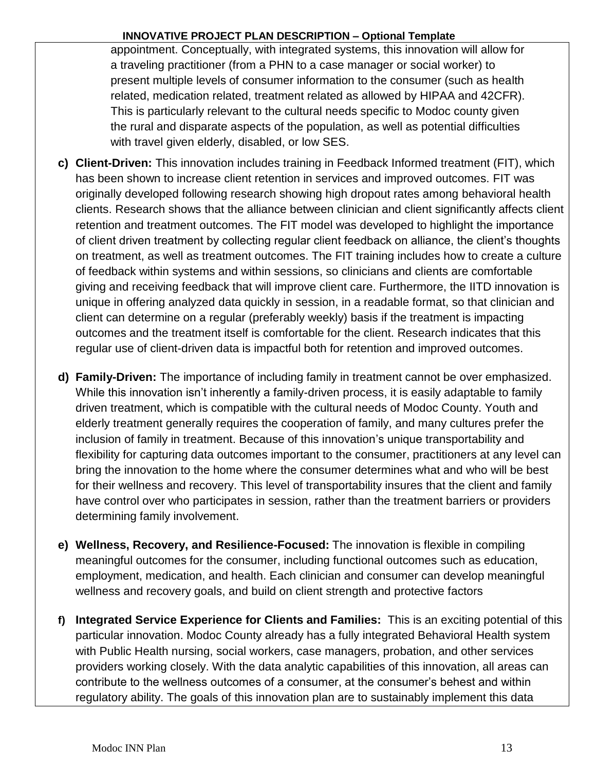appointment. Conceptually, with integrated systems, this innovation will allow for a traveling practitioner (from a PHN to a case manager or social worker) to present multiple levels of consumer information to the consumer (such as health related, medication related, treatment related as allowed by HIPAA and 42CFR). This is particularly relevant to the cultural needs specific to Modoc county given the rural and disparate aspects of the population, as well as potential difficulties with travel given elderly, disabled, or low SES.

c) **Client-Driven:** This innovation includes training in Feedback Informed treatment (FIT), which has been shown to increase client retention in services and improved outcomes. FIT was originally developed following research showing high dropout rates among behavioral health clients. Research shows that the alliance between clinician and client significantly affects client retention and treatment outcomes. The FIT model was developed to highlight the importance of client driven treatment by collecting regular client feedback on alliance, the client's thoughts on treatment, as well as treatment outcomes. The FIT training includes how to create a culture of feedback within systems and within sessions, so clinicians and clients are comfortable giving and receiving feedback that will improve client care. Furthermore, the IITD innovation is unique in offering analyzed data quickly in session, in a readable format, so that clinician and client can determine on a regular (preferably weekly) basis if the treatment is impacting outcomes and the treatment itself is comfortable for the client. Research indicates that this regular use of client-driven data is impactful both for retention and improved outcomes.

d) **Family-Driven:** The importance of including family in treatment cannot be over emphasized. While this innovation isn't inherently a family-driven process, it is easily adaptable to family driven treatment, which is compatible with the cultural needs of Modoc County. Youth and elderly treatment generally requires the cooperation of family, and many cultures prefer the inclusion of family in treatment. Because of this innovation's unique transportability and flexibility for capturing data outcomes important to the consumer, practitioners at any level can bring the innovation to the home where the consumer determines what and who will be best for their wellness and recovery. This level of transportability insures that the client and family have control over who participates in session, rather than the treatment barriers or providers determining family involvement.

e) **Wellness, Recovery, and Resilience-Focused:** The innovation is flexible in compiling meaningful outcomes for the consumer, including functional outcomes such as education, employment, medication, and health. Each clinician and consumer can develop meaningful wellness and recovery goals, and build on client strength and protective factors

f) **Integrated Service Experience for Clients and Families:** This is an exciting potential of this particular innovation. Modoc County already has a fully integrated Behavioral Health system with Public Health nursing, social workers, case managers, probation, and other services providers working closely. With the data analytic capabilities of this innovation, all areas can contribute to the wellness outcomes of a consumer, at the consumer's behest and within regulatory ability. The goals of this innovation plan are to sustainably implement this data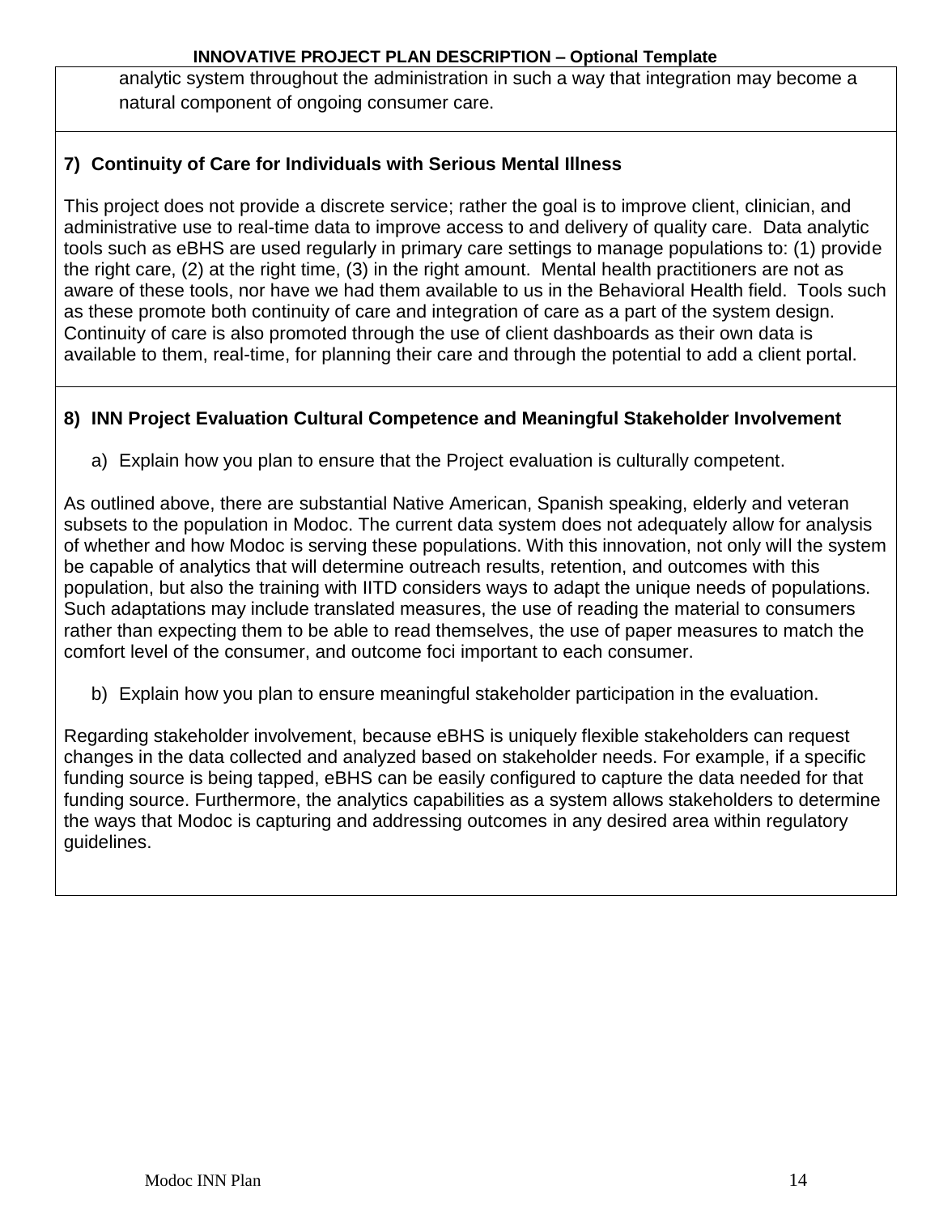analytic system throughout the administration in such a way that integration may become a natural component of ongoing consumer care.

**7) Continuity of Care for Individuals with Serious Mental Illness**

This project does not provide a discrete service; rather the goal is to improve client, clinician, and administrative use to real-time data to improve access to and delivery of quality care. Data analytic tools such as eBHS are used regularly in primary care settings to manage populations to: (1) provide the right care, (2) at the right time, (3) in the right amount. Mental health practitioners are not as aware of these tools, nor have we had them available to us in the Behavioral Health field. Tools such as these promote both continuity of care and integration of care as a part of the system design. Continuity of care is also promoted through the use of client dashboards as their own data is available to them, real-time, for planning their care and through the potential to add a client portal.

**8) INN Project Evaluation Cultural Competence and Meaningful Stakeholder Involvement**

a) Explain how you plan to ensure that the Project evaluation is culturally competent.

As outlined above, there are substantial Native American, Spanish speaking, elderly and veteran subsets to the population in Modoc. The current data system does not adequately allow for analysis of whether and how Modoc is serving these populations. With this innovation, not only will the system be capable of analytics that will determine outreach results, retention, and outcomes with this population, but also the training with IITD considers ways to adapt the unique needs of populations. Such adaptations may include translated measures, the use of reading the material to consumers rather than expecting them to be able to read themselves, the use of paper measures to match the comfort level of the consumer, and outcome foci important to each consumer.

b) Explain how you plan to ensure meaningful stakeholder participation in the evaluation.

Regarding stakeholder involvement, because eBHS is uniquely flexible stakeholders can request changes in the data collected and analyzed based on stakeholder needs. For example, if a specific funding source is being tapped, eBHS can be easily configured to capture the data needed for that funding source. Furthermore, the analytics capabilities as a system allows stakeholders to determine the ways that Modoc is capturing and addressing outcomes in any desired area within regulatory guidelines.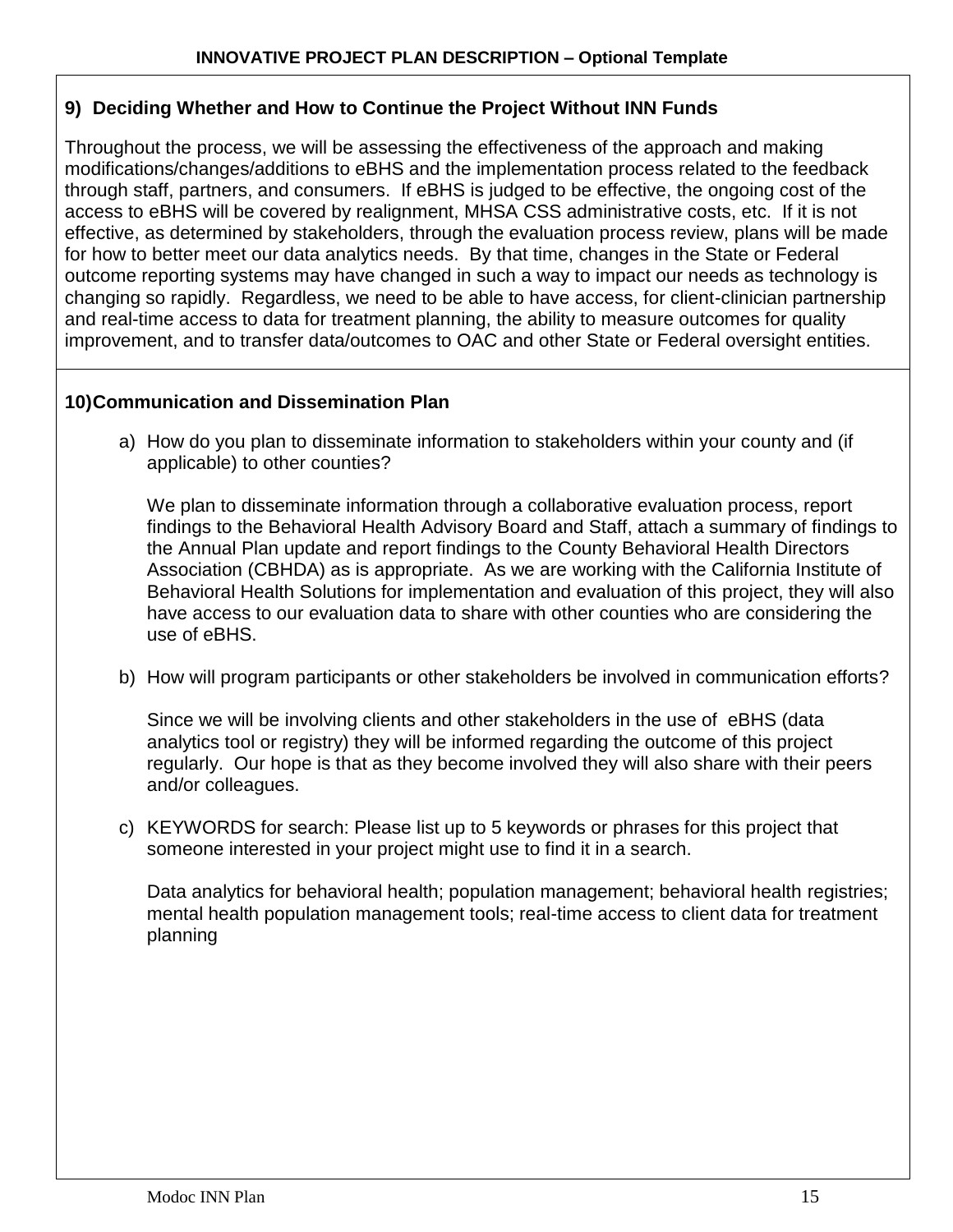## 9) Deciding Whether and How to Continue the Project Without INN Funds

Throughout the process, we will be assessing the effectiveness of the approach and making modifications/changes/additions to eBHS and the implementation process related to the feedback through staff, partners, and consumers. If eBHS is judged to be effective, the ongoing cost of the access to eBHS will be covered by realignment, MHSA CSS administrative costs, etc. If it is not effective, as determined by stakeholders, through the evaluation process review, plans will be made for how to better meet our data analytics needs. By that time, changes in the State or Federal outcome reporting systems may have changed in such a way to impact our needs as technology is changing so rapidly. Regardless, we need to be able to have access, for client-clinician partnership and real-time access to data for treatment planning, the ability to measure outcomes for quality improvement, and to transfer data/outcomes to OAC and other State or Federal oversight entities.

## 10) Communication and Dissemination Plan

a) How do you plan to disseminate information to stakeholders within your county and (if applicable) to other counties?

   We plan to disseminate information through a collaborative evaluation process, report findings to the Behavioral Health Advisory Board and Staff, attach a summary of findings to the Annual Plan update and report findings to the County Behavioral Health Directors Association (CBHDA) as is appropriate. As we are working with the California Institute of Behavioral Health Solutions for implementation and evaluation of this project, they will also have access to our evaluation data to share with other counties who are considering the use of eBHS.

b) How will program participants or other stakeholders be involved in communication efforts?

   Since we will be involving clients and other stakeholders in the use of eBHS (data analytics tool or registry) they will be informed regarding the outcome of this project regularly. Our hope is that as they become involved they will also share with their peers and/or colleagues.

c) KEYWORDS for search: Please list up to 5 keywords or phrases for this project that someone interested in your project might use to find it in a search.

   Data analytics for behavioral health; population management; behavioral health registries; mental health population management tools; real-time access to client data for treatment planning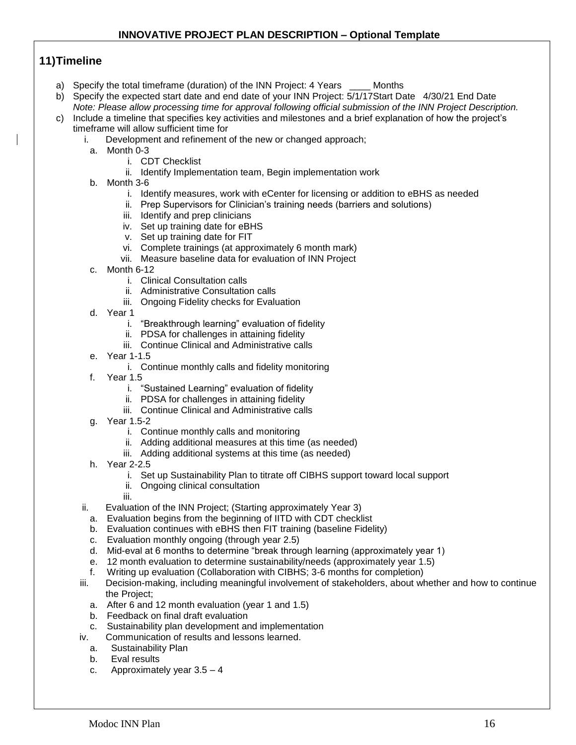**INNOVATIVE PROJECT PLAN DESCRIPTION – Optional Template**

## 11) Timeline

a) Specify the total timeframe (duration) of the INN Project: 4 Years ____ Months

b) Specify the expected start date and end date of your INN Project: 5/1/17Start Date 4/30/21 End Date
*Note: Please allow processing time for approval following official submission of the INN Project Description.*

c) Include a timeline that specifies key activities and milestones and a brief explanation of how the project's timeframe will allow sufficient time for

i. Development and refinement of the new or changed approach;

- a. Month 0-3
  - i. CDT Checklist
  - ii. Identify Implementation team, Begin implementation work
- b. Month 3-6
  - i. Identify measures, work with eCenter for licensing or addition to eBHS as needed
  - ii. Prep Supervisors for Clinician's training needs (barriers and solutions)
  - iii. Identify and prep clinicians
  - iv. Set up training date for eBHS
  - v. Set up training date for FIT
  - vi. Complete trainings (at approximately 6 month mark)
  - vii. Measure baseline data for evaluation of INN Project
- c. Month 6-12
  - i. Clinical Consultation calls
  - ii. Administrative Consultation calls
  - iii. Ongoing Fidelity checks for Evaluation
- d. Year 1
  - i. "Breakthrough learning" evaluation of fidelity
  - ii. PDSA for challenges in attaining fidelity
  - iii. Continue Clinical and Administrative calls
- e. Year 1-1.5
  - i. Continue monthly calls and fidelity monitoring
- f. Year 1.5
  - i. "Sustained Learning" evaluation of fidelity
  - ii. PDSA for challenges in attaining fidelity
  - iii. Continue Clinical and Administrative calls
- g. Year 1.5-2
  - i. Continue monthly calls and monitoring
  - ii. Adding additional measures at this time (as needed)
  - iii. Adding additional systems at this time (as needed)
- h. Year 2-2.5
  - i. Set up Sustainability Plan to titrate off CIBHS support toward local support
  - ii. Ongoing clinical consultation
  - iii.

ii. Evaluation of the INN Project; (Starting approximately Year 3)

- a. Evaluation begins from the beginning of IITD with CDT checklist
- b. Evaluation continues with eBHS then FIT training (baseline Fidelity)
- c. Evaluation monthly ongoing (through year 2.5)
- d. Mid-eval at 6 months to determine "break through learning (approximately year 1)
- e. 12 month evaluation to determine sustainability/needs (approximately year 1.5)
- f. Writing up evaluation (Collaboration with CIBHS; 3-6 months for completion)

iii. Decision-making, including meaningful involvement of stakeholders, about whether and how to continue the Project;

- a. After 6 and 12 month evaluation (year 1 and 1.5)
- b. Feedback on final draft evaluation
- c. Sustainability plan development and implementation

iv. Communication of results and lessons learned.

- a. Sustainability Plan
- b. Eval results
- c. Approximately year 3.5 – 4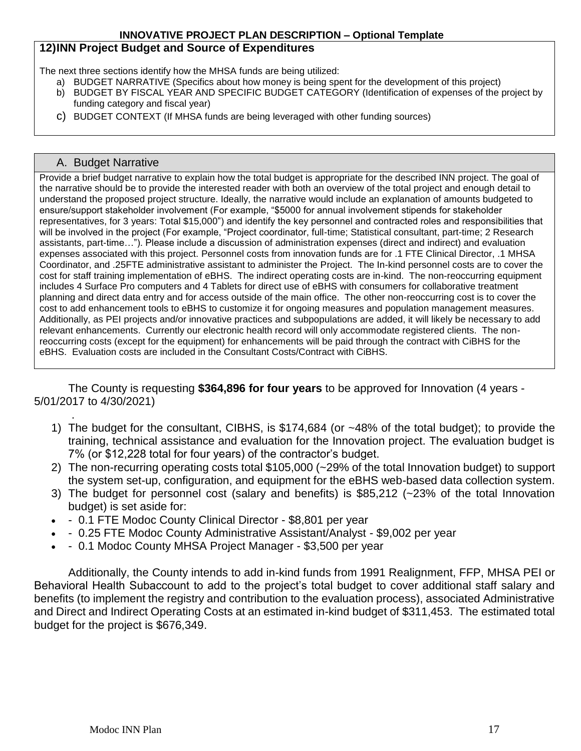**INNOVATIVE PROJECT PLAN DESCRIPTION – Optional Template**

## 12)INN Project Budget and Source of Expenditures

The next three sections identify how the MHSA funds are being utilized:

a) BUDGET NARRATIVE (Specifics about how money is being spent for the development of this project)
b) BUDGET BY FISCAL YEAR AND SPECIFIC BUDGET CATEGORY (Identification of expenses of the project by funding category and fiscal year)
c) BUDGET CONTEXT (If MHSA funds are being leveraged with other funding sources)

### A. Budget Narrative

Provide a brief budget narrative to explain how the total budget is appropriate for the described INN project. The goal of the narrative should be to provide the interested reader with both an overview of the total project and enough detail to understand the proposed project structure. Ideally, the narrative would include an explanation of amounts budgeted to ensure/support stakeholder involvement (For example, "$5000 for annual involvement stipends for stakeholder representatives, for 3 years: Total $15,000") and identify the key personnel and contracted roles and responsibilities that will be involved in the project (For example, "Project coordinator, full-time; Statistical consultant, part-time; 2 Research assistants, part-time…"). Please include a discussion of administration expenses (direct and indirect) and evaluation expenses associated with this project. Personnel costs from innovation funds are for .1 FTE Clinical Director, .1 MHSA Coordinator, and .25FTE administrative assistant to administer the Project. The In-kind personnel costs are to cover the cost for staff training implementation of eBHS. The indirect operating costs are in-kind. The non-reoccurring equipment includes 4 Surface Pro computers and 4 Tablets for direct use of eBHS with consumers for collaborative treatment planning and direct data entry and for access outside of the main office. The other non-reoccurring cost is to cover the cost to add enhancement tools to eBHS to customize it for ongoing measures and population management measures. Additionally, as PEI projects and/or innovative practices and subpopulations are added, it will likely be necessary to add relevant enhancements. Currently our electronic health record will only accommodate registered clients. The non-reoccurring costs (except for the equipment) for enhancements will be paid through the contract with CiBHS for the eBHS. Evaluation costs are included in the Consultant Costs/Contract with CiBHS.

The County is requesting **$364,896 for four years** to be approved for Innovation (4 years - 5/01/2017 to 4/30/2021)

.

1) The budget for the consultant, CIBHS, is $174,684 (or ~48% of the total budget); to provide the training, technical assistance and evaluation for the Innovation project. The evaluation budget is 7% (or $12,228 total for four years) of the contractor's budget.
2) The non-recurring operating costs total $105,000 (~29% of the total Innovation budget) to support the system set-up, configuration, and equipment for the eBHS web-based data collection system.
3) The budget for personnel cost (salary and benefits) is $85,212 (~23% of the total Innovation budget) is set aside for:

- - 0.1 FTE Modoc County Clinical Director - $8,801 per year
- - 0.25 FTE Modoc County Administrative Assistant/Analyst - $9,002 per year
- - 0.1 Modoc County MHSA Project Manager - $3,500 per year

Additionally, the County intends to add in-kind funds from 1991 Realignment, FFP, MHSA PEI or Behavioral Health Subaccount to add to the project's total budget to cover additional staff salary and benefits (to implement the registry and contribution to the evaluation process), associated Administrative and Direct and Indirect Operating Costs at an estimated in-kind budget of $311,453. The estimated total budget for the project is $676,349.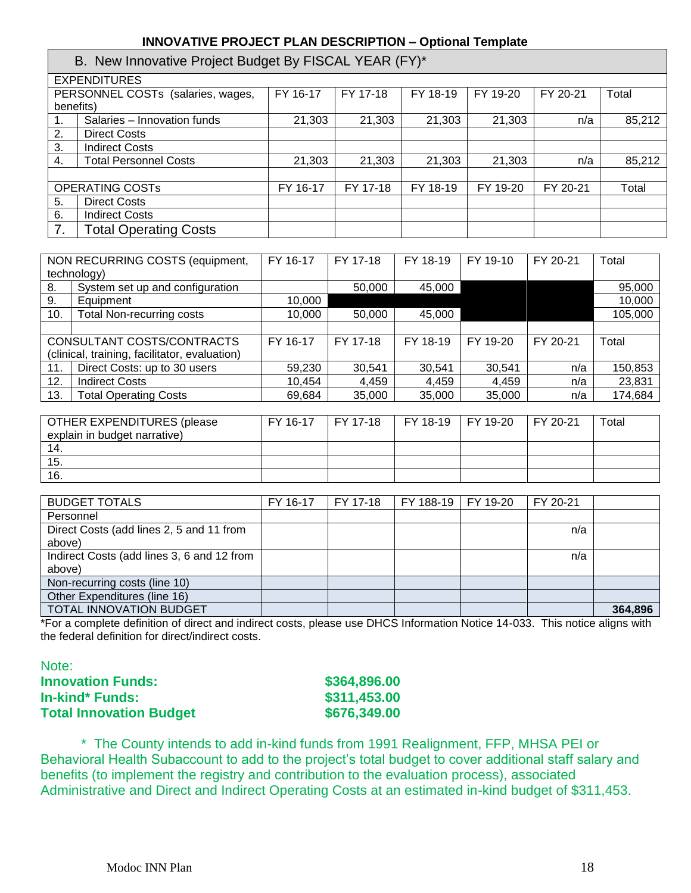## INNOVATIVE PROJECT PLAN DESCRIPTION – Optional Template

### B. New Innovative Project Budget By FISCAL YEAR (FY)*

| EXPENDITURES | | | | | | | |
|---|---|---|---|---|---|---|---|
| PERSONNEL COSTs (salaries, wages, benefits) | | FY 16-17 | FY 17-18 | FY 18-19 | FY 19-20 | FY 20-21 | Total |
| 1. | Salaries – Innovation funds | 21,303 | 21,303 | 21,303 | 21,303 | n/a | 85,212 |
| 2. | Direct Costs | | | | | | |
| 3. | Indirect Costs | | | | | | |
| 4. | Total Personnel Costs | 21,303 | 21,303 | 21,303 | 21,303 | n/a | 85,212 |
| | | | | | | | |
| OPERATING COSTs | | FY 16-17 | FY 17-18 | FY 18-19 | FY 19-20 | FY 20-21 | Total |
| 5. | Direct Costs | | | | | | |
| 6. | Indirect Costs | | | | | | |
| 7. | Total Operating Costs | | | | | | |

| NON RECURRING COSTS (equipment, technology) | | FY 16-17 | FY 17-18 | FY 18-19 | FY 19-10 | FY 20-21 | Total |
|---|---|---|---|---|---|---|---|
| 8. | System set up and configuration | | 50,000 | 45,000 | | | 95,000 |
| 9. | Equipment | 10,000 | | | | | 10,000 |
| 10. | Total Non-recurring costs | 10,000 | 50,000 | 45,000 | | | 105,000 |
| | | | | | | | |
| CONSULTANT COSTS/CONTRACTS (clinical, training, facilitator, evaluation) | | FY 16-17 | FY 17-18 | FY 18-19 | FY 19-20 | FY 20-21 | Total |
| 11. | Direct Costs: up to 30 users | 59,230 | 30,541 | 30,541 | 30,541 | n/a | 150,853 |
| 12. | Indirect Costs | 10,454 | 4,459 | 4,459 | 4,459 | n/a | 23,831 |
| 13. | Total Operating Costs | 69,684 | 35,000 | 35,000 | 35,000 | n/a | 174,684 |

| OTHER EXPENDITURES (please explain in budget narrative) | FY 16-17 | FY 17-18 | FY 18-19 | FY 19-20 | FY 20-21 | Total |
|---|---|---|---|---|---|---|
| 14. | | | | | | |
| 15. | | | | | | |
| 16. | | | | | | |

| BUDGET TOTALS | FY 16-17 | FY 17-18 | FY 188-19 | FY 19-20 | FY 20-21 | |
|---|---|---|---|---|---|---|
| Personnel | | | | | | |
| Direct Costs (add lines 2, 5 and 11 from above) | | | | | n/a | |
| Indirect Costs (add lines 3, 6 and 12 from above) | | | | | n/a | |
| Non-recurring costs (line 10) | | | | | | |
| Other Expenditures (line 16) | | | | | | |
| TOTAL INNOVATION BUDGET | | | | | | **364,896** |

*For a complete definition of direct and indirect costs, please use DHCS Information Notice 14-033. This notice aligns with the federal definition for direct/indirect costs.

Note:

**Innovation Funds:** **$364,896.00**
**In-kind* Funds:** **$311,453.00**
**Total Innovation Budget** **$676,349.00**

\* The County intends to add in-kind funds from 1991 Realignment, FFP, MHSA PEI or Behavioral Health Subaccount to add to the project's total budget to cover additional staff salary and benefits (to implement the registry and contribution to the evaluation process), associated Administrative and Direct and Indirect Operating Costs at an estimated in-kind budget of $311,453.